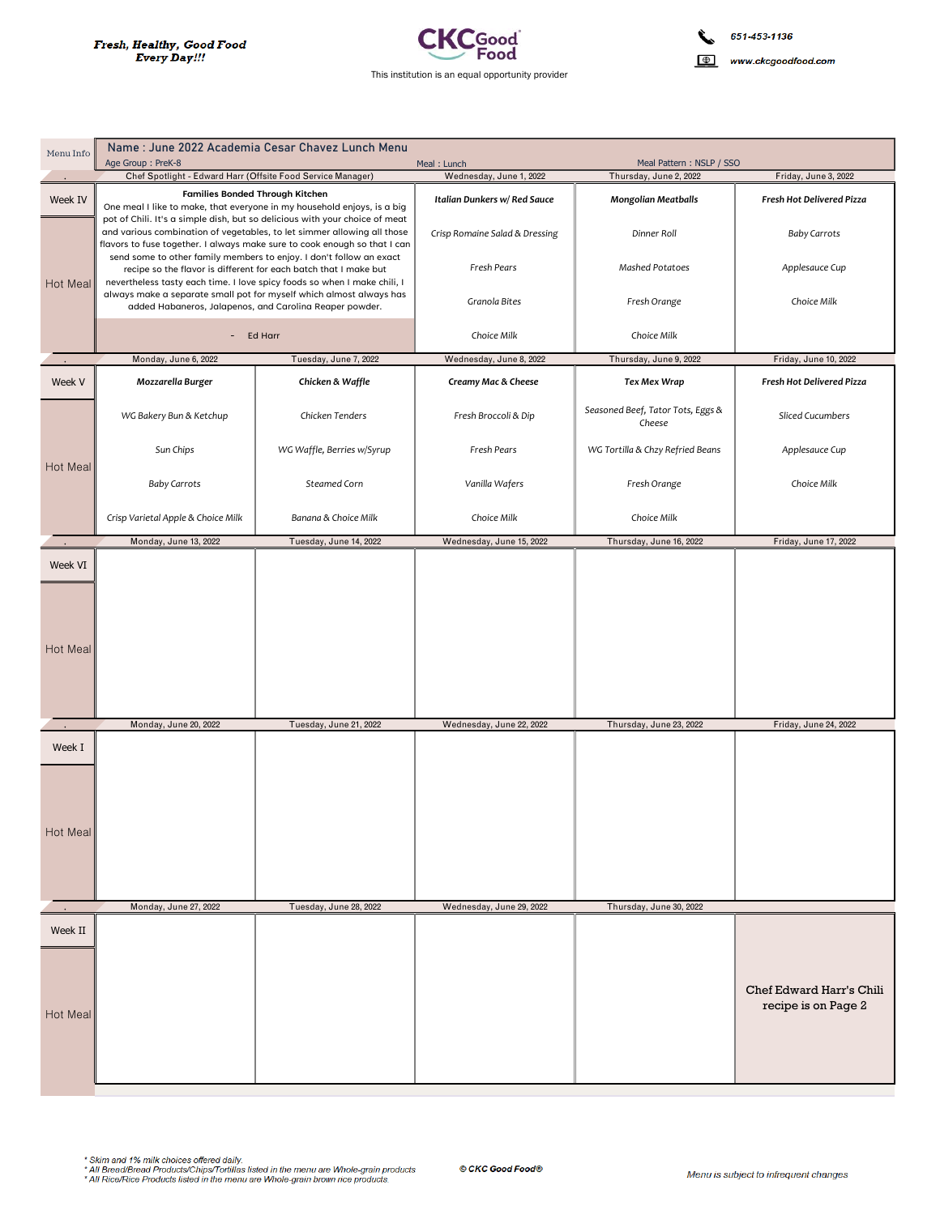*Fresh, Healthy, Good Food Every Day!!!*

**CKC Good Food**

This institution is an equal opportunity provider

651-453-1136

www.ckcgoodfood.com

## Name : June 2022 Academia Cesar Chavez Lunch Menu

Age Group : PreK-8 | Meal : Lunch | Meal Pattern : NSLP / SSO

Chef Spotlight - Edward Harr (Offsite Food Service Manager)

**Families Bonded Through Kitchen**

One meal I like to make, that everyone in my household enjoys, is a big pot of Chili. It's a simple dish, but so delicious with your choice of meat and various combination of vegetables, to let simmer allowing all those flavors to fuse together. I always make sure to cook enough so that I can send some to other family members to enjoy. I don't follow an exact recipe so the flavor is different for each batch that I make but nevertheless tasty each time. I love spicy foods so when I make chili, I always make a separate small pot for myself which almost always has added Habaneros, Jalapenos, and Carolina Reaper powder.

\- Ed Harr

### Week IV – Hot Meal

| Wednesday, June 1, 2022 | Thursday, June 2, 2022 | Friday, June 3, 2022 |
|---|---|---|
| ***Italian Dunkers w/ Red Sauce*** | ***Mongolian Meatballs*** | ***Fresh Hot Delivered Pizza*** |
| *Crisp Romaine Salad & Dressing* | *Dinner Roll* | *Baby Carrots* |
| *Fresh Pears* | *Mashed Potatoes* | *Applesauce Cup* |
| *Granola Bites* | *Fresh Orange* | *Choice Milk* |
| *Choice Milk* | *Choice Milk* | |

### Week V – Hot Meal

| Monday, June 6, 2022 | Tuesday, June 7, 2022 | Wednesday, June 8, 2022 | Thursday, June 9, 2022 | Friday, June 10, 2022 |
|---|---|---|---|---|
| ***Mozzarella Burger*** | ***Chicken & Waffle*** | ***Creamy Mac & Cheese*** | ***Tex Mex Wrap*** | ***Fresh Hot Delivered Pizza*** |
| *WG Bakery Bun & Ketchup* | *Chicken Tenders* | *Fresh Broccoli & Dip* | *Seasoned Beef, Tator Tots, Eggs & Cheese* | *Sliced Cucumbers* |
| *Sun Chips* | *WG Waffle, Berries w/Syrup* | *Fresh Pears* | *WG Tortilla & Chzy Refried Beans* | *Applesauce Cup* |
| *Baby Carrots* | *Steamed Corn* | *Vanilla Wafers* | *Fresh Orange* | *Choice Milk* |
| *Crisp Varietal Apple & Choice Milk* | *Banana & Choice Milk* | *Choice Milk* | *Choice Milk* | |

### Week VI – Hot Meal

| Monday, June 13, 2022 | Tuesday, June 14, 2022 | Wednesday, June 15, 2022 | Thursday, June 16, 2022 | Friday, June 17, 2022 |
|---|---|---|---|---|
| | | | | |

### Week I – Hot Meal

| Monday, June 20, 2022 | Tuesday, June 21, 2022 | Wednesday, June 22, 2022 | Thursday, June 23, 2022 | Friday, June 24, 2022 |
|---|---|---|---|---|
| | | | | |

### Week II – Hot Meal

| Monday, June 27, 2022 | Tuesday, June 28, 2022 | Wednesday, June 29, 2022 | Thursday, June 30, 2022 | |
|---|---|---|---|---|
| | | | | Chef Edward Harr's Chili recipe is on Page 2 |

\* Skim and 1% milk choices offered daily.
\* All Bread/Bread Products/Chips/Tortillas listed in the menu are Whole-grain products
\* All Rice/Rice Products listed in the menu are Whole-grain brown rice products.

*© CKC Good Food®*

*Menu is subject to infrequent changes*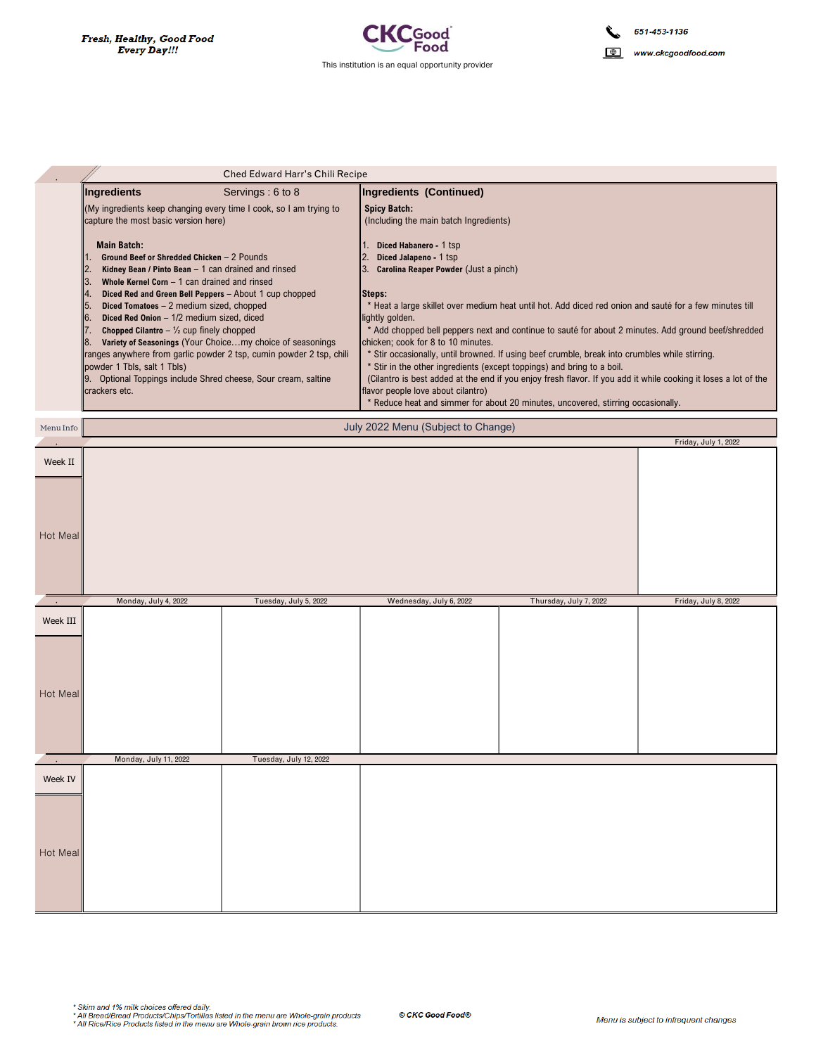*Fresh, Healthy, Good Food*
*Every Day!!!*

CKC Good Food

This institution is an equal opportunity provider

651-453-1136

www.ckcgoodfood.com

## Ched Edward Harr's Chili Recipe

### Ingredients — Servings : 6 to 8

(My ingredients keep changing every time I cook, so I am trying to capture the most basic version here)

**Main Batch:**

1. **Ground Beef or Shredded Chicken** – 2 Pounds
2. **Kidney Bean / Pinto Bean** – 1 can drained and rinsed
3. **Whole Kernel Corn** – 1 can drained and rinsed
4. **Diced Red and Green Bell Peppers** – About 1 cup chopped
5. **Diced Tomatoes** – 2 medium sized, chopped
6. **Diced Red Onion** – 1/2 medium sized, diced
7. **Chopped Cilantro** – ½ cup finely chopped
8. **Variety of Seasonings** (Your Choice…my choice of seasonings ranges anywhere from garlic powder 2 tsp, cumin powder 2 tsp, chili powder 1 Tbls, salt 1 Tbls)
9. Optional Toppings include Shred cheese, Sour cream, saltine crackers etc.

### Ingredients (Continued)

**Spicy Batch:**
(Including the main batch Ingredients)

1. **Diced Habanero** - 1 tsp
2. **Diced Jalapeno** - 1 tsp
3. **Carolina Reaper Powder** (Just a pinch)

**Steps:**

* Heat a large skillet over medium heat until hot. Add diced red onion and sauté for a few minutes till lightly golden.
* Add chopped bell peppers next and continue to sauté for about 2 minutes. Add ground beef/shredded chicken; cook for 8 to 10 minutes.
* Stir occasionally, until browned. If using beef crumble, break into crumbles while stirring.
* Stir in the other ingredients (except toppings) and bring to a boil.

(Cilantro is best added at the end if you enjoy fresh flavor. If you add it while cooking it loses a lot of the flavor people love about cilantro)

* Reduce heat and simmer for about 20 minutes, uncovered, stirring occasionally.

## Menu Info — July 2022 Menu (Subject to Change)

| | | | | | |
|---|---|---|---|---|---|
| | | | | | Friday, July 1, 2022 |
| Week II / Hot Meal | | | | | |
| | Monday, July 4, 2022 | Tuesday, July 5, 2022 | Wednesday, July 6, 2022 | Thursday, July 7, 2022 | Friday, July 8, 2022 |
| Week III / Hot Meal | | | | | |
| | Monday, July 11, 2022 | Tuesday, July 12, 2022 | | | |
| Week IV / Hot Meal | | | | | |

* *Skim and 1% milk choices offered daily.*
* *All Bread/Bread Products/Chips/Tortillas listed in the menu are Whole-grain products*
* *All Rice/Rice Products listed in the menu are Whole-grain brown rice products.*

**© CKC Good Food®**

*Menu is subject to infrequent changes*